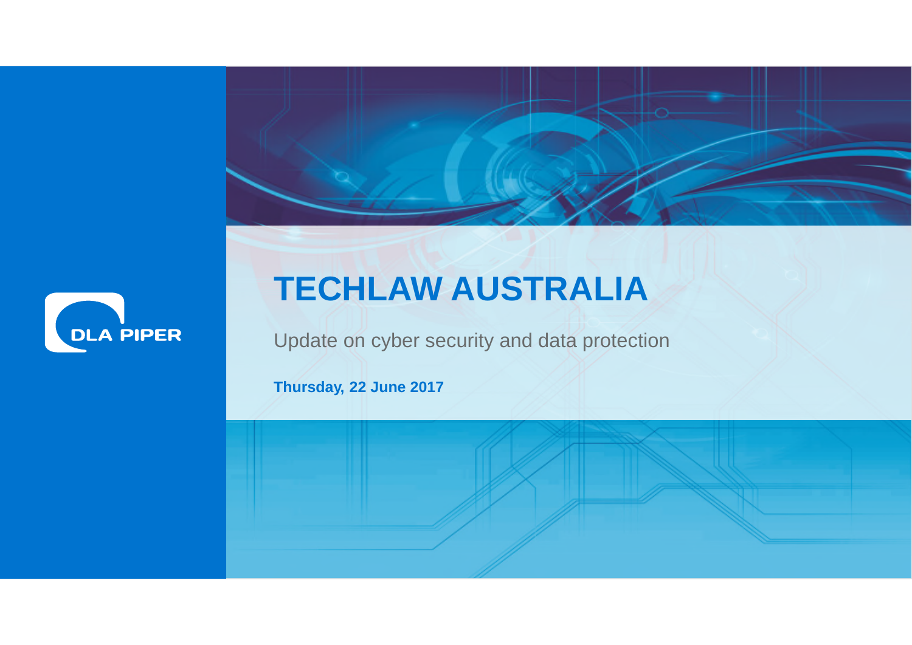DLA PIPER

# TECHLAW AUSTRALIA

Update on cyber security and data protection

**Thursday, 22 June 2017**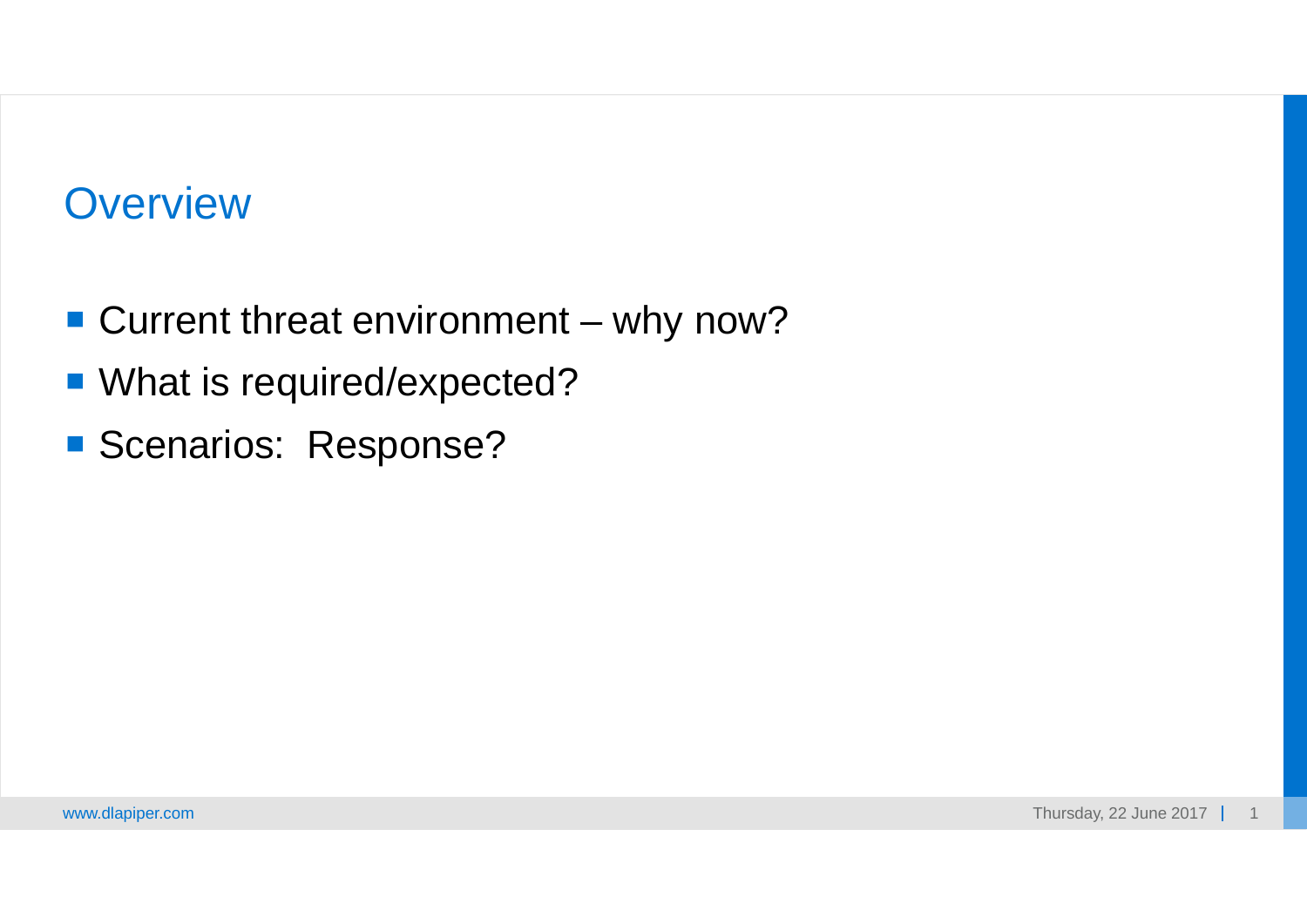# Overview

- Current threat environment – why now?
- What is required/expected?
- Scenarios:  Response?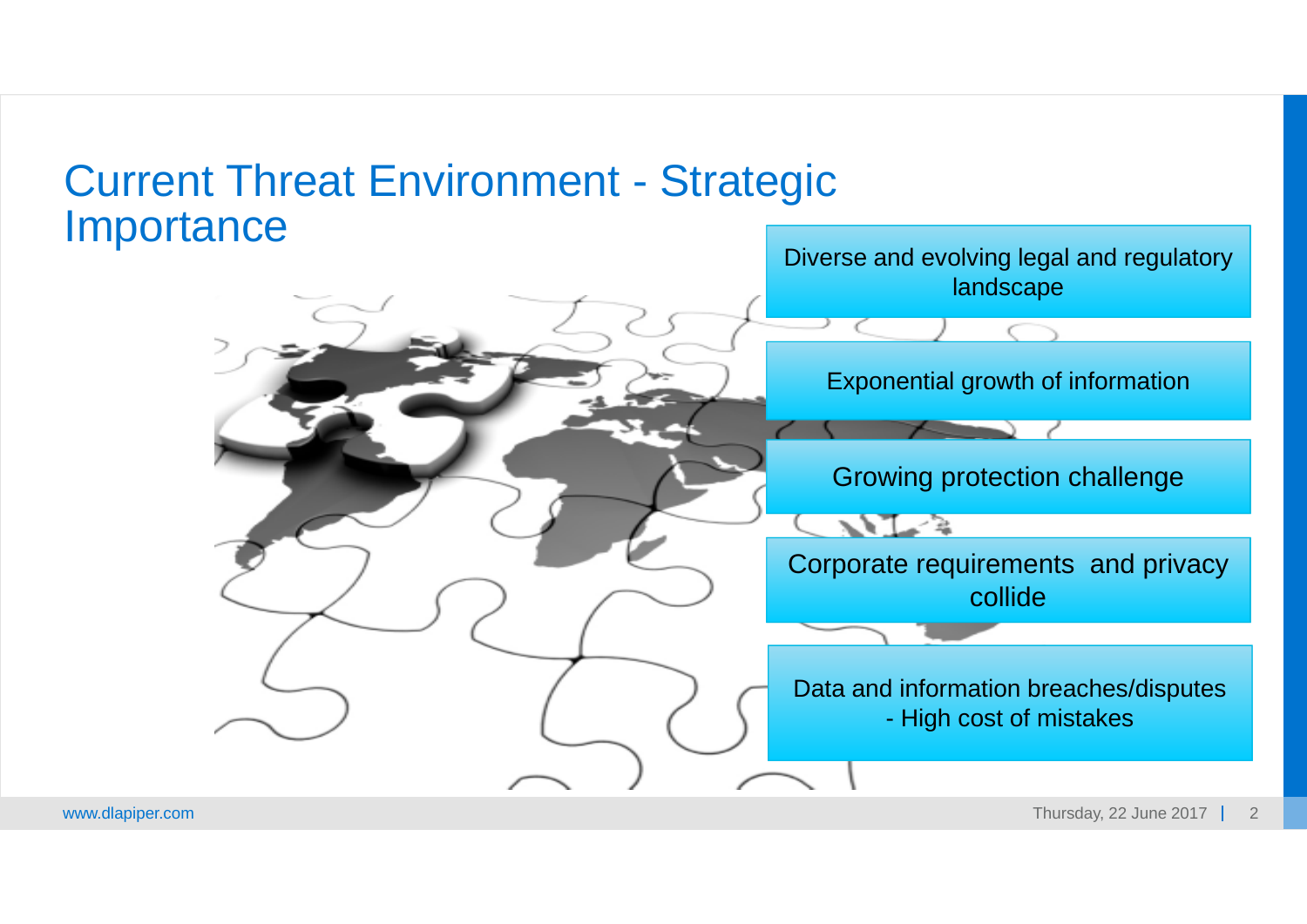# Current Threat Environment - Strategic Importance

- Diverse and evolving legal and regulatory landscape
- Exponential growth of information
- Growing protection challenge
- Corporate requirements and privacy collide
- Data and information breaches/disputes - High cost of mistakes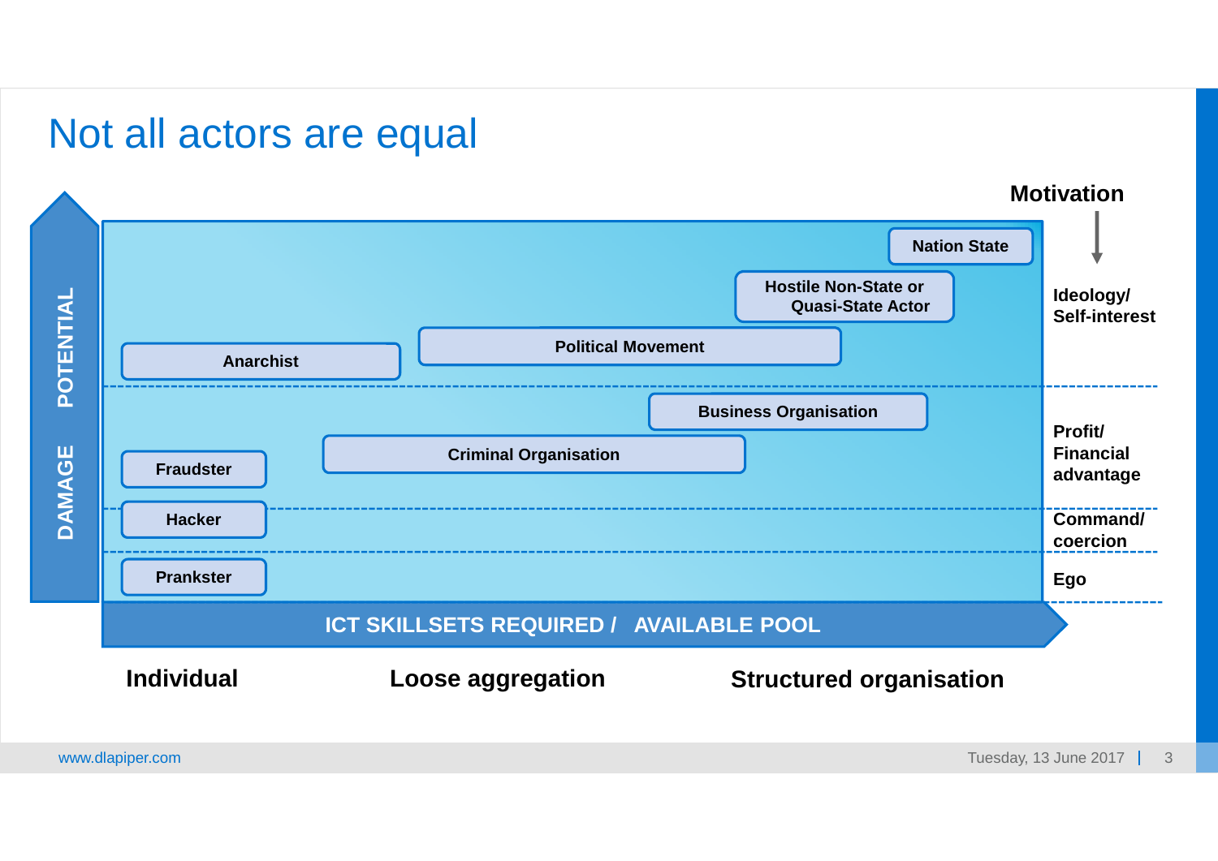# Not all actors are equal

**Motivation**

| Motivation | Actors |
|---|---|
| Ideology/ Self-interest | Nation State; Hostile Non-State or Quasi-State Actor; Political Movement; Anarchist |
| Profit/ Financial advantage | Business Organisation; Criminal Organisation; Fraudster |
| Command/ coercion | Hacker |
| Ego | Prankster |

DAMAGE POTENTIAL

ICT SKILLSETS REQUIRED / AVAILABLE POOL

**Individual** — **Loose aggregation** — **Structured organisation**

www.dlapiper.com

Tuesday, 13 June 2017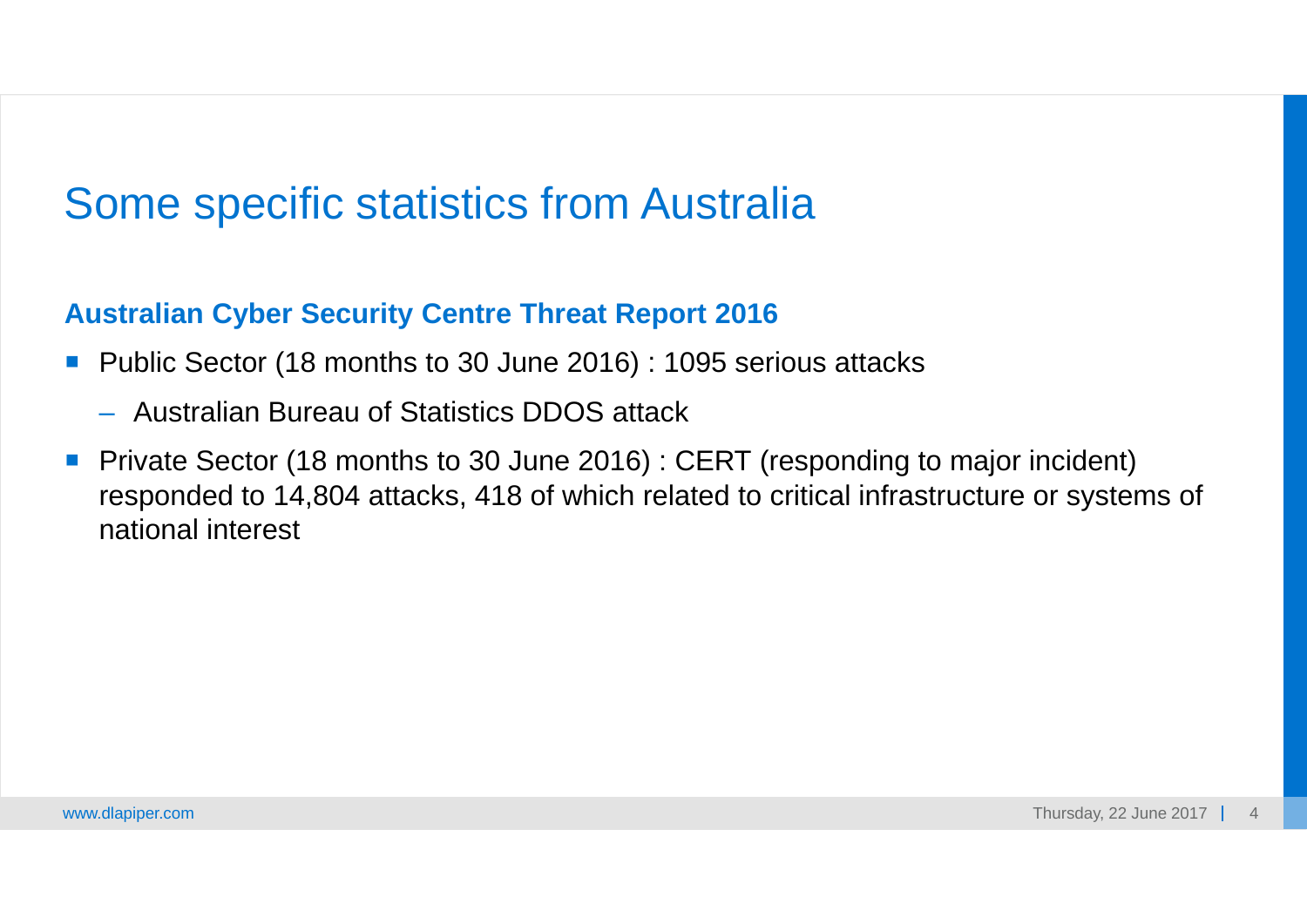# Some specific statistics from Australia

**Australian Cyber Security Centre Threat Report 2016**

- Public Sector (18 months to 30 June 2016) : 1095 serious attacks
  - Australian Bureau of Statistics DDOS attack
- Private Sector (18 months to 30 June 2016) : CERT (responding to major incident) responded to 14,804 attacks, 418 of which related to critical infrastructure or systems of national interest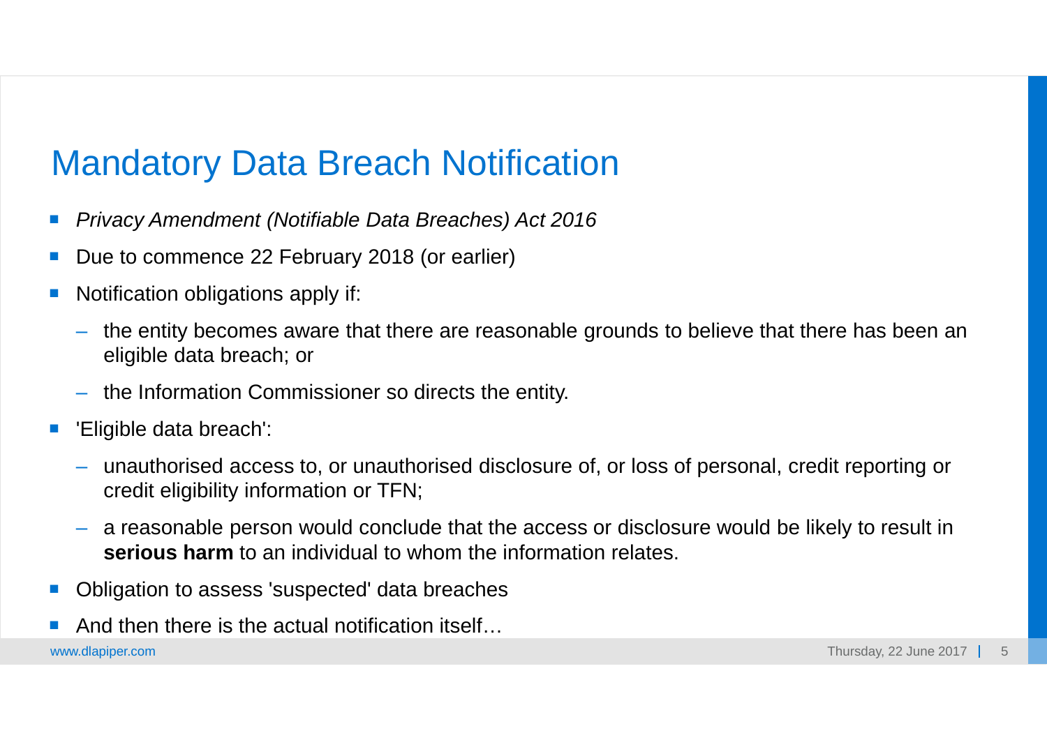# Mandatory Data Breach Notification

- *Privacy Amendment (Notifiable Data Breaches) Act 2016*
- Due to commence 22 February 2018 (or earlier)
- Notification obligations apply if:
  - the entity becomes aware that there are reasonable grounds to believe that there has been an eligible data breach; or
  - the Information Commissioner so directs the entity.
- 'Eligible data breach':
  - unauthorised access to, or unauthorised disclosure of, or loss of personal, credit reporting or credit eligibility information or TFN;
  - a reasonable person would conclude that the access or disclosure would be likely to result in **serious harm** to an individual to whom the information relates.
- Obligation to assess 'suspected' data breaches
- And then there is the actual notification itself…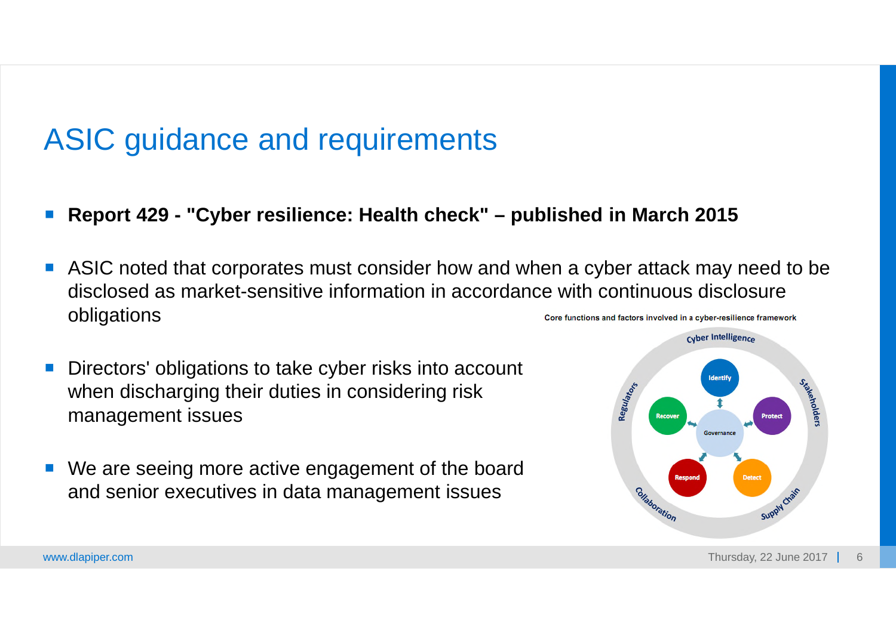# ASIC guidance and requirements

- **Report 429 - "Cyber resilience: Health check" – published in March 2015**

- ASIC noted that corporates must consider how and when a cyber attack may need to be disclosed as market-sensitive information in accordance with continuous disclosure obligations

- Directors' obligations to take cyber risks into account when discharging their duties in considering risk management issues

- We are seeing more active engagement of the board and senior executives in data management issues

Core functions and factors involved in a cyber-resilience framework

Cyber Intelligence, Stakeholders, Supply Chain, Collaboration, Regulators

Identify, Protect, Detect, Respond, Recover

Governance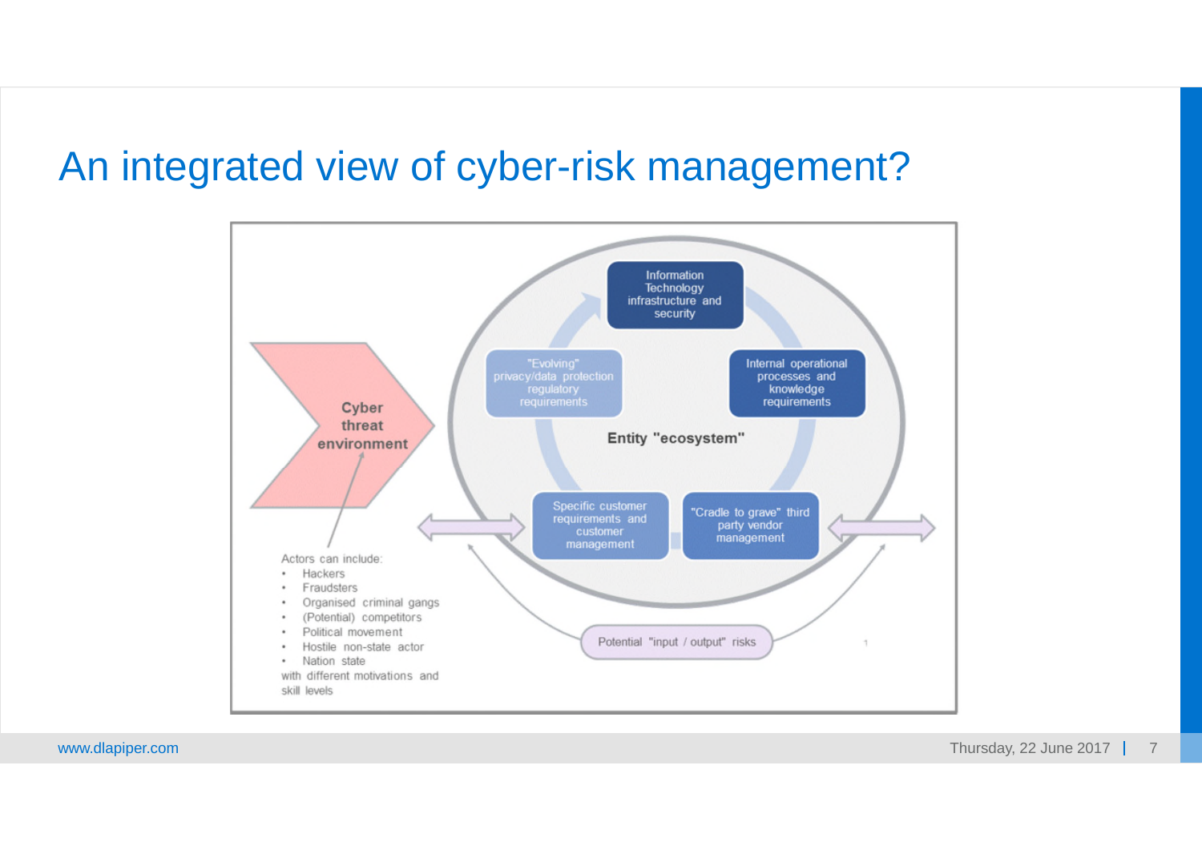# An integrated view of cyber-risk management?

Information Technology infrastructure and security

"Evolving" privacy/data protection regulatory requirements

Internal operational processes and knowledge requirements

Cyber threat environment

Entity "ecosystem"

Specific customer requirements and customer management

"Cradle to grave" third party vendor management

Actors can include:

- Hackers
- Fraudsters
- Organised criminal gangs
- (Potential) competitors
- Political movement
- Hostile non-state actor
- Nation state

with different motivations and skill levels

Potential "input / output" risks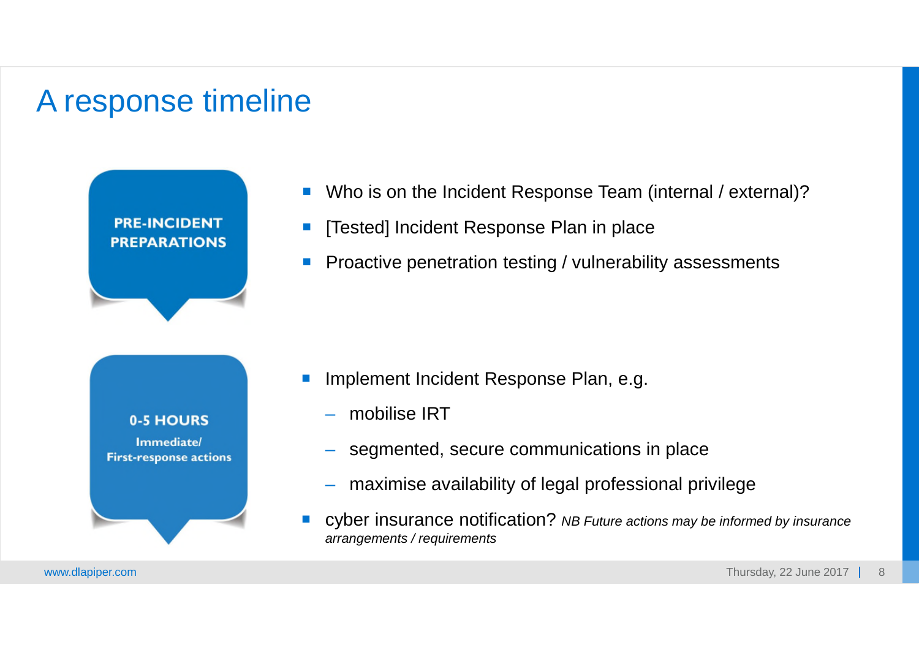# A response timeline

**PRE-INCIDENT PREPARATIONS**

- Who is on the Incident Response Team (internal / external)?
- [Tested] Incident Response Plan in place
- Proactive penetration testing / vulnerability assessments

**0-5 HOURS**

**Immediate/ First-response actions**

- Implement Incident Response Plan, e.g.
  - mobilise IRT
  - segmented, secure communications in place
  - maximise availability of legal professional privilege
- cyber insurance notification? *NB Future actions may be informed by insurance arrangements / requirements*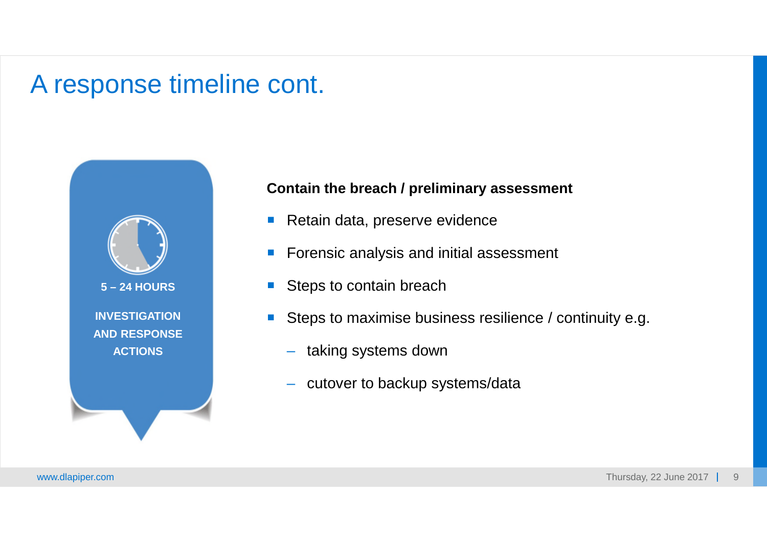# A response timeline cont.

**5 – 24 HOURS**

**INVESTIGATION AND RESPONSE ACTIONS**

**Contain the breach / preliminary assessment**

- Retain data, preserve evidence
- Forensic analysis and initial assessment
- Steps to contain breach
- Steps to maximise business resilience / continuity e.g.
  - taking systems down
  - cutover to backup systems/data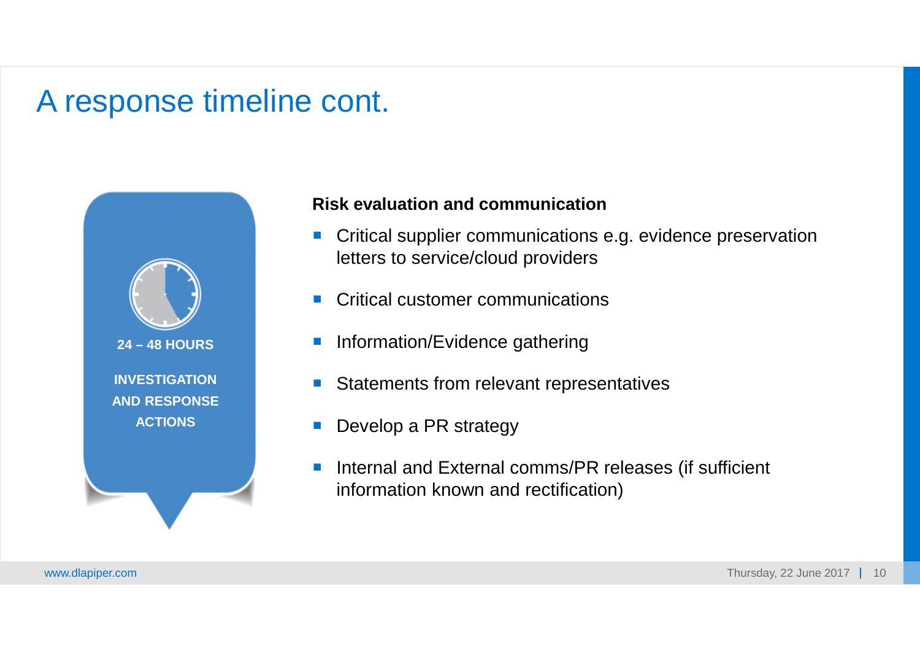# A response timeline cont.

**24 – 48 HOURS**

**INVESTIGATION AND RESPONSE ACTIONS**

**Risk evaluation and communication**

- Critical supplier communications e.g. evidence preservation letters to service/cloud providers
- Critical customer communications
- Information/Evidence gathering
- Statements from relevant representatives
- Develop a PR strategy
- Internal and External comms/PR releases (if sufficient information known and rectification)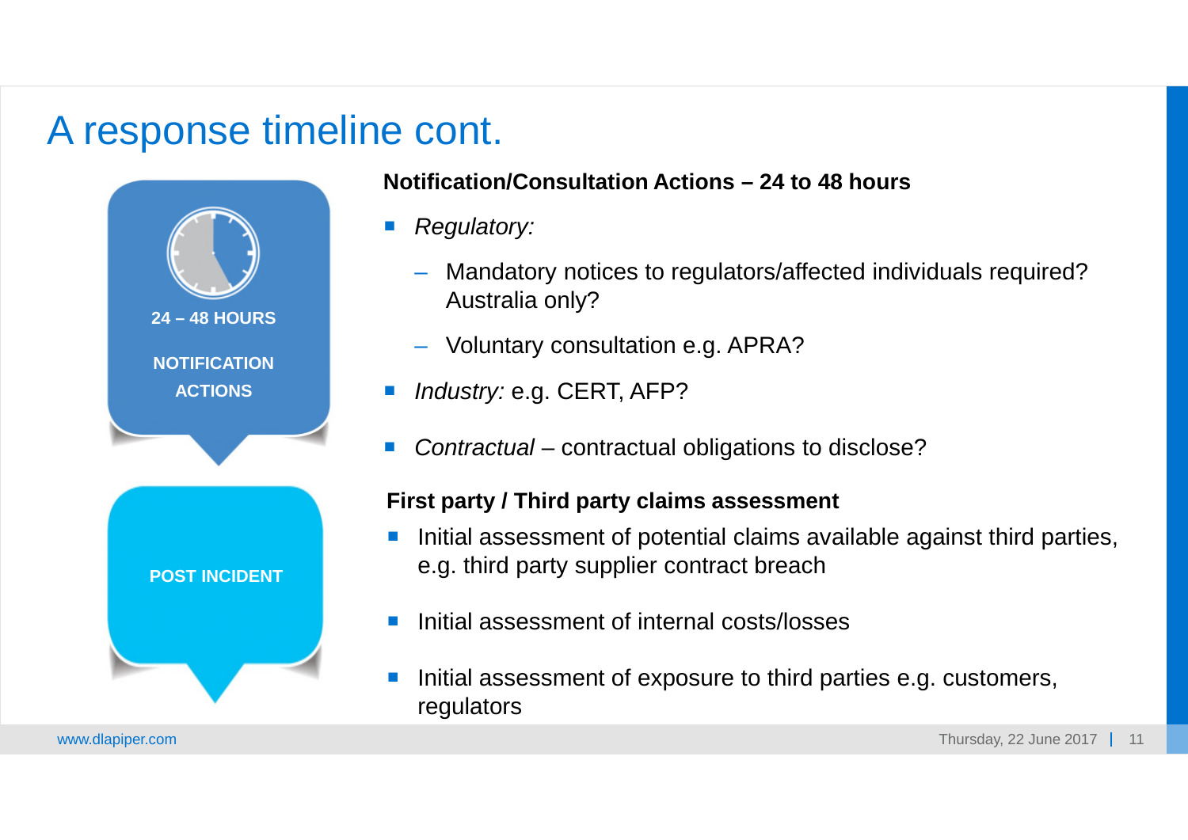# A response timeline cont.

**24 – 48 HOURS**

**NOTIFICATION ACTIONS**

**POST INCIDENT**

**Notification/Consultation Actions – 24 to 48 hours**

- *Regulatory:*
  - Mandatory notices to regulators/affected individuals required? Australia only?
  - Voluntary consultation e.g. APRA?
- *Industry:* e.g. CERT, AFP?
- *Contractual* – contractual obligations to disclose?

**First party / Third party claims assessment**

- Initial assessment of potential claims available against third parties, e.g. third party supplier contract breach
- Initial assessment of internal costs/losses
- Initial assessment of exposure to third parties e.g. customers, regulators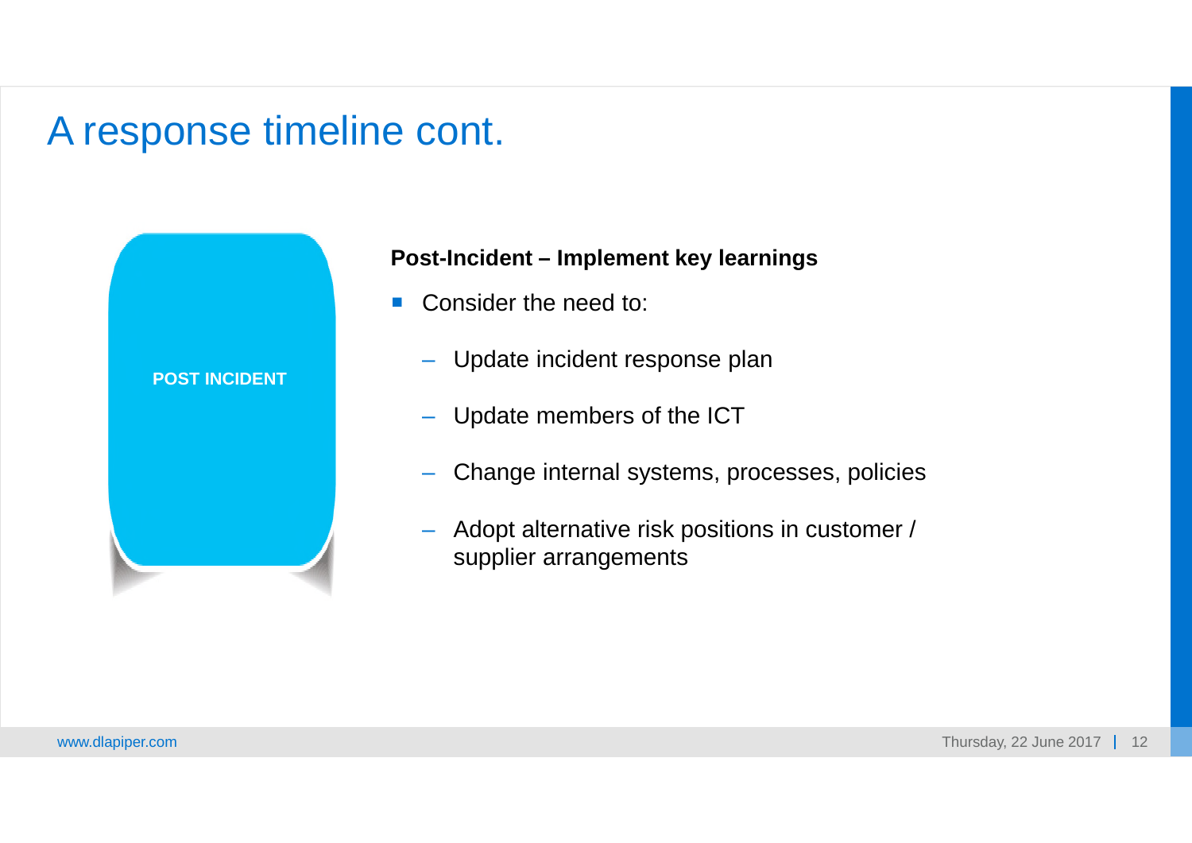# A response timeline cont.

POST INCIDENT

**Post-Incident – Implement key learnings**

- Consider the need to:
  - Update incident response plan
  - Update members of the ICT
  - Change internal systems, processes, policies
  - Adopt alternative risk positions in customer / supplier arrangements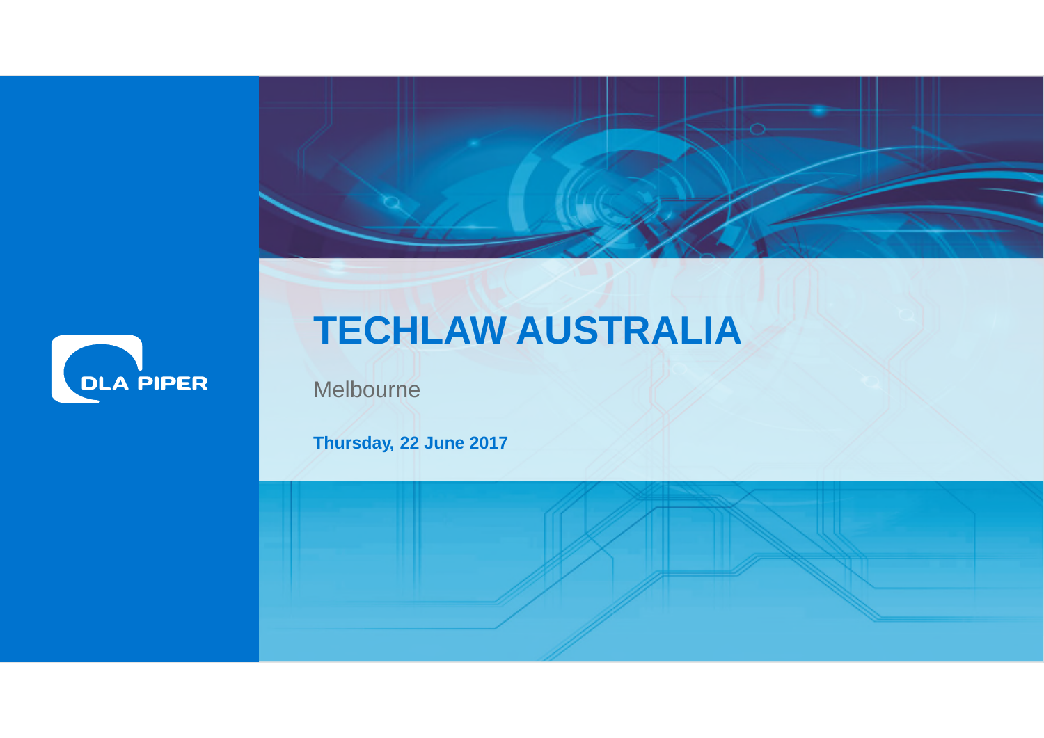DLA PIPER

# TECHLAW AUSTRALIA

Melbourne

**Thursday, 22 June 2017**